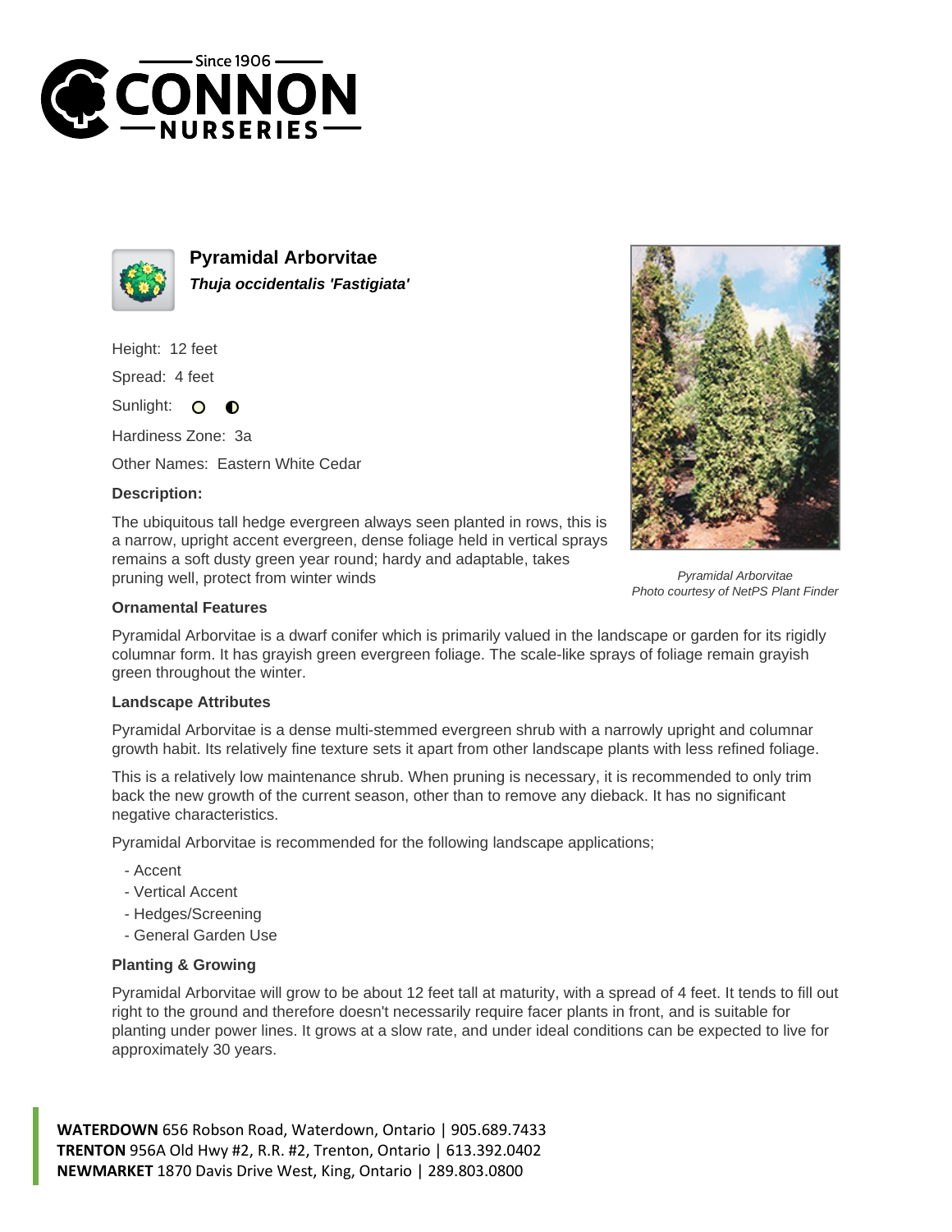# Pyramidal Arborvitae

***Thuja occidentalis 'Fastigiata'***

Height: 12 feet

Spread: 4 feet

Sunlight:

Hardiness Zone: 3a

Other Names: Eastern White Cedar

**Description:**

The ubiquitous tall hedge evergreen always seen planted in rows, this is a narrow, upright accent evergreen, dense foliage held in vertical sprays remains a soft dusty green year round; hardy and adaptable, takes pruning well, protect from winter winds

*Pyramidal Arborvitae*
*Photo courtesy of NetPS Plant Finder*

### Ornamental Features

Pyramidal Arborvitae is a dwarf conifer which is primarily valued in the landscape or garden for its rigidly columnar form. It has grayish green evergreen foliage. The scale-like sprays of foliage remain grayish green throughout the winter.

### Landscape Attributes

Pyramidal Arborvitae is a dense multi-stemmed evergreen shrub with a narrowly upright and columnar growth habit. Its relatively fine texture sets it apart from other landscape plants with less refined foliage.

This is a relatively low maintenance shrub. When pruning is necessary, it is recommended to only trim back the new growth of the current season, other than to remove any dieback. It has no significant negative characteristics.

Pyramidal Arborvitae is recommended for the following landscape applications;

- Accent
- Vertical Accent
- Hedges/Screening
- General Garden Use

### Planting & Growing

Pyramidal Arborvitae will grow to be about 12 feet tall at maturity, with a spread of 4 feet. It tends to fill out right to the ground and therefore doesn't necessarily require facer plants in front, and is suitable for planting under power lines. It grows at a slow rate, and under ideal conditions can be expected to live for approximately 30 years.

**WATERDOWN** 656 Robson Road, Waterdown, Ontario | 905.689.7433
**TRENTON** 956A Old Hwy #2, R.R. #2, Trenton, Ontario | 613.392.0402
**NEWMARKET** 1870 Davis Drive West, King, Ontario | 289.803.0800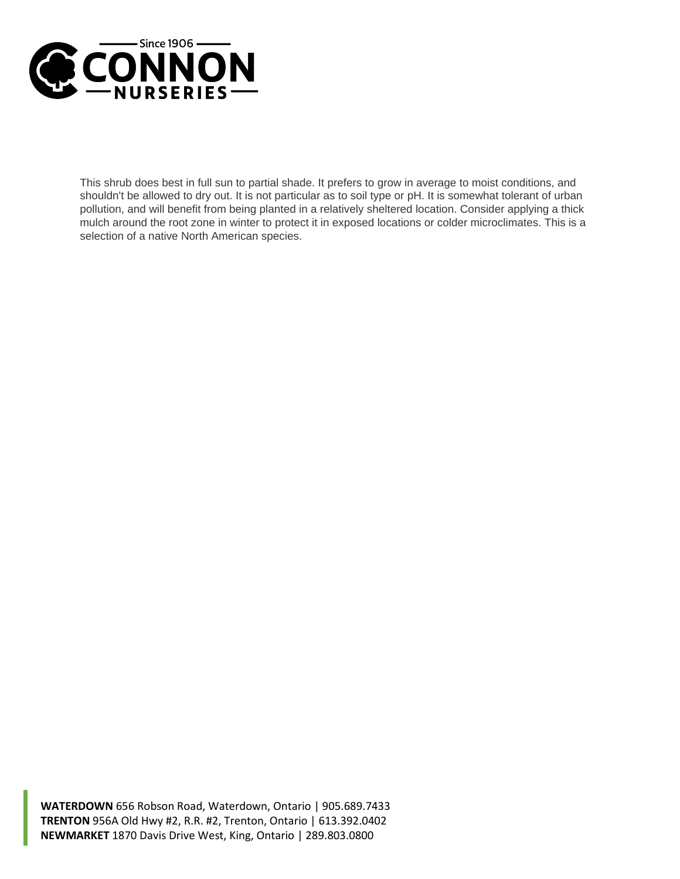This shrub does best in full sun to partial shade. It prefers to grow in average to moist conditions, and shouldn't be allowed to dry out. It is not particular as to soil type or pH. It is somewhat tolerant of urban pollution, and will benefit from being planted in a relatively sheltered location. Consider applying a thick mulch around the root zone in winter to protect it in exposed locations or colder microclimates. This is a selection of a native North American species.